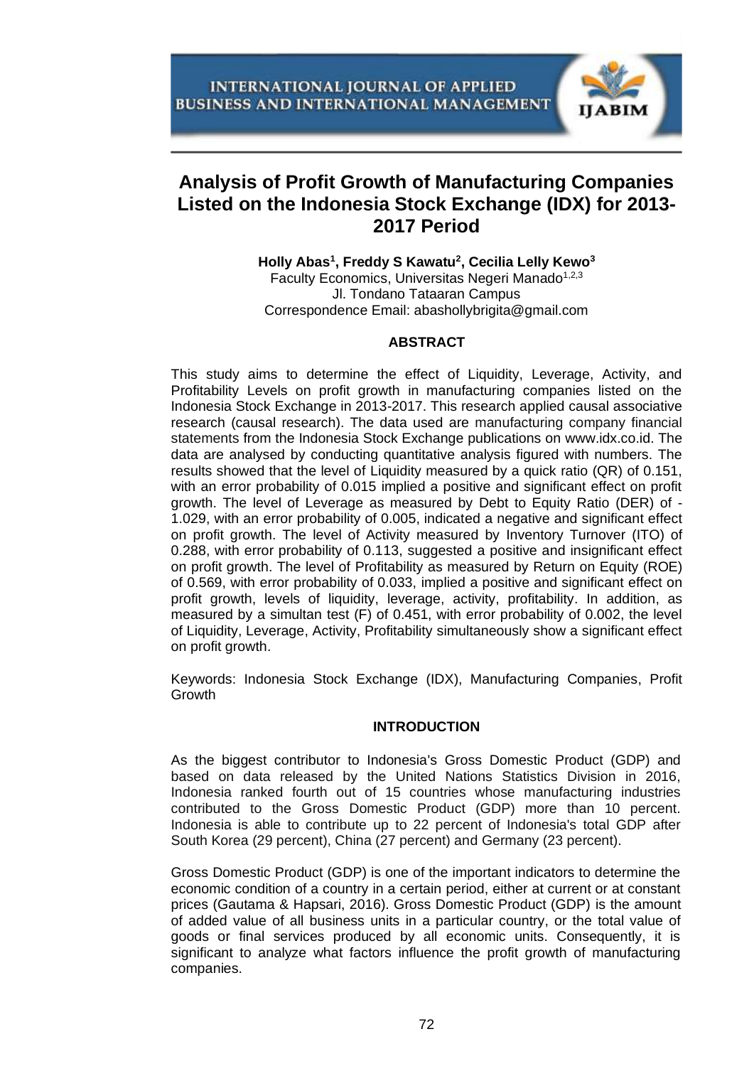# Analysis of Profit Growth of Manufacturing Companies Listed on the Indonesia Stock Exchange (IDX) for 2013-2017 Period

**Holly Abas[1], Freddy S Kawatu[2], Cecilia Lelly Kewo[3]**
Faculty Economics, Universitas Negeri Manado[1,2,3]
Jl. Tondano Tataaran Campus
Correspondence Email: abashollybrigita@gmail.com

## ABSTRACT

This study aims to determine the effect of Liquidity, Leverage, Activity, and Profitability Levels on profit growth in manufacturing companies listed on the Indonesia Stock Exchange in 2013-2017. This research applied causal associative research (causal research). The data used are manufacturing company financial statements from the Indonesia Stock Exchange publications on www.idx.co.id. The data are analysed by conducting quantitative analysis figured with numbers. The results showed that the level of Liquidity measured by a quick ratio (QR) of 0.151, with an error probability of 0.015 implied a positive and significant effect on profit growth. The level of Leverage as measured by Debt to Equity Ratio (DER) of -1.029, with an error probability of 0.005, indicated a negative and significant effect on profit growth. The level of Activity measured by Inventory Turnover (ITO) of 0.288, with error probability of 0.113, suggested a positive and insignificant effect on profit growth. The level of Profitability as measured by Return on Equity (ROE) of 0.569, with error probability of 0.033, implied a positive and significant effect on profit growth, levels of liquidity, leverage, activity, profitability. In addition, as measured by a simultan test (F) of 0.451, with error probability of 0.002, the level of Liquidity, Leverage, Activity, Profitability simultaneously show a significant effect on profit growth.

Keywords: Indonesia Stock Exchange (IDX), Manufacturing Companies, Profit Growth

## INTRODUCTION

As the biggest contributor to Indonesia's Gross Domestic Product (GDP) and based on data released by the United Nations Statistics Division in 2016, Indonesia ranked fourth out of 15 countries whose manufacturing industries contributed to the Gross Domestic Product (GDP) more than 10 percent. Indonesia is able to contribute up to 22 percent of Indonesia's total GDP after South Korea (29 percent), China (27 percent) and Germany (23 percent).

Gross Domestic Product (GDP) is one of the important indicators to determine the economic condition of a country in a certain period, either at current or at constant prices (Gautama & Hapsari, 2016). Gross Domestic Product (GDP) is the amount of added value of all business units in a particular country, or the total value of goods or final services produced by all economic units. Consequently, it is significant to analyze what factors influence the profit growth of manufacturing companies.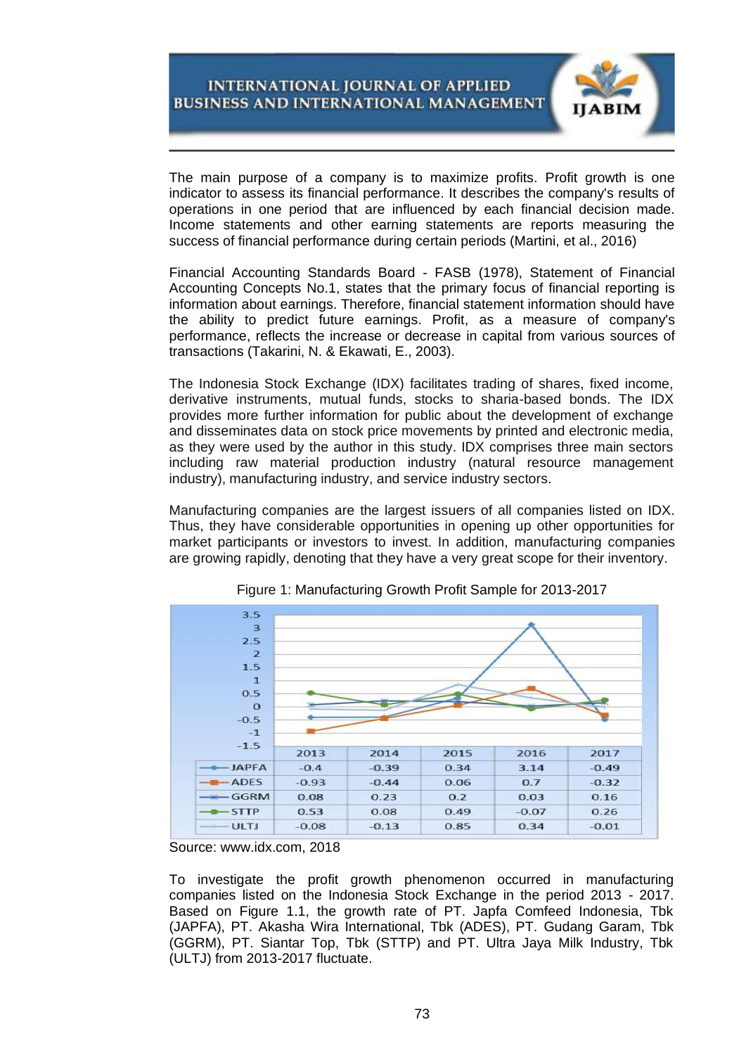The main purpose of a company is to maximize profits. Profit growth is one indicator to assess its financial performance. It describes the company's results of operations in one period that are influenced by each financial decision made. Income statements and other earning statements are reports measuring the success of financial performance during certain periods (Martini, et al., 2016)

Financial Accounting Standards Board - FASB (1978), Statement of Financial Accounting Concepts No.1, states that the primary focus of financial reporting is information about earnings. Therefore, financial statement information should have the ability to predict future earnings. Profit, as a measure of company's performance, reflects the increase or decrease in capital from various sources of transactions (Takarini, N. & Ekawati, E., 2003).

The Indonesia Stock Exchange (IDX) facilitates trading of shares, fixed income, derivative instruments, mutual funds, stocks to sharia-based bonds. The IDX provides more further information for public about the development of exchange and disseminates data on stock price movements by printed and electronic media, as they were used by the author in this study. IDX comprises three main sectors including raw material production industry (natural resource management industry), manufacturing industry, and service industry sectors.

Manufacturing companies are the largest issuers of all companies listed on IDX. Thus, they have considerable opportunities in opening up other opportunities for market participants or investors to invest. In addition, manufacturing companies are growing rapidly, denoting that they have a very great scope for their inventory.

Figure 1: Manufacturing Growth Profit Sample for 2013-2017

| | 2013 | 2014 | 2015 | 2016 | 2017 |
|---|---|---|---|---|---|
| JAPFA | -0.4 | -0.39 | 0.34 | 3.14 | -0.49 |
| ADES | -0.93 | -0.44 | 0.06 | 0.7 | -0.32 |
| GGRM | 0.08 | 0.23 | 0.2 | 0.03 | 0.16 |
| STTP | 0.53 | 0.08 | 0.49 | -0.07 | 0.26 |
| ULTJ | -0.08 | -0.13 | 0.85 | 0.34 | -0.01 |

Source: www.idx.com, 2018

To investigate the profit growth phenomenon occurred in manufacturing companies listed on the Indonesia Stock Exchange in the period 2013 - 2017. Based on Figure 1.1, the growth rate of PT. Japfa Comfeed Indonesia, Tbk (JAPFA), PT. Akasha Wira International, Tbk (ADES), PT. Gudang Garam, Tbk (GGRM), PT. Siantar Top, Tbk (STTP) and PT. Ultra Jaya Milk Industry, Tbk (ULTJ) from 2013-2017 fluctuate.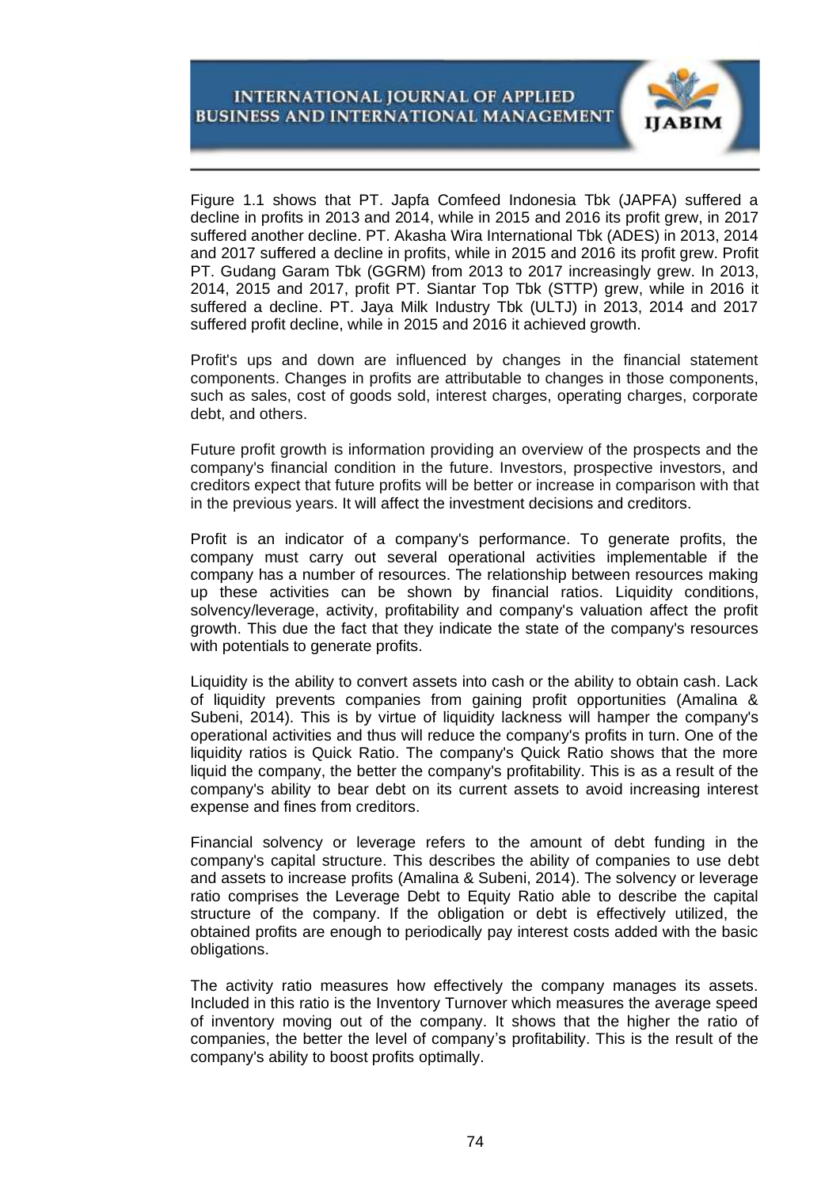Figure 1.1 shows that PT. Japfa Comfeed Indonesia Tbk (JAPFA) suffered a decline in profits in 2013 and 2014, while in 2015 and 2016 its profit grew, in 2017 suffered another decline. PT. Akasha Wira International Tbk (ADES) in 2013, 2014 and 2017 suffered a decline in profits, while in 2015 and 2016 its profit grew. Profit PT. Gudang Garam Tbk (GGRM) from 2013 to 2017 increasingly grew. In 2013, 2014, 2015 and 2017, profit PT. Siantar Top Tbk (STTP) grew, while in 2016 it suffered a decline. PT. Jaya Milk Industry Tbk (ULTJ) in 2013, 2014 and 2017 suffered profit decline, while in 2015 and 2016 it achieved growth.

Profit's ups and down are influenced by changes in the financial statement components. Changes in profits are attributable to changes in those components, such as sales, cost of goods sold, interest charges, operating charges, corporate debt, and others.

Future profit growth is information providing an overview of the prospects and the company's financial condition in the future. Investors, prospective investors, and creditors expect that future profits will be better or increase in comparison with that in the previous years. It will affect the investment decisions and creditors.

Profit is an indicator of a company's performance. To generate profits, the company must carry out several operational activities implementable if the company has a number of resources. The relationship between resources making up these activities can be shown by financial ratios. Liquidity conditions, solvency/leverage, activity, profitability and company's valuation affect the profit growth. This due the fact that they indicate the state of the company's resources with potentials to generate profits.

Liquidity is the ability to convert assets into cash or the ability to obtain cash. Lack of liquidity prevents companies from gaining profit opportunities (Amalina & Subeni, 2014). This is by virtue of liquidity lackness will hamper the company's operational activities and thus will reduce the company's profits in turn. One of the liquidity ratios is Quick Ratio. The company's Quick Ratio shows that the more liquid the company, the better the company's profitability. This is as a result of the company's ability to bear debt on its current assets to avoid increasing interest expense and fines from creditors.

Financial solvency or leverage refers to the amount of debt funding in the company's capital structure. This describes the ability of companies to use debt and assets to increase profits (Amalina & Subeni, 2014). The solvency or leverage ratio comprises the Leverage Debt to Equity Ratio able to describe the capital structure of the company. If the obligation or debt is effectively utilized, the obtained profits are enough to periodically pay interest costs added with the basic obligations.

The activity ratio measures how effectively the company manages its assets. Included in this ratio is the Inventory Turnover which measures the average speed of inventory moving out of the company. It shows that the higher the ratio of companies, the better the level of company's profitability. This is the result of the company's ability to boost profits optimally.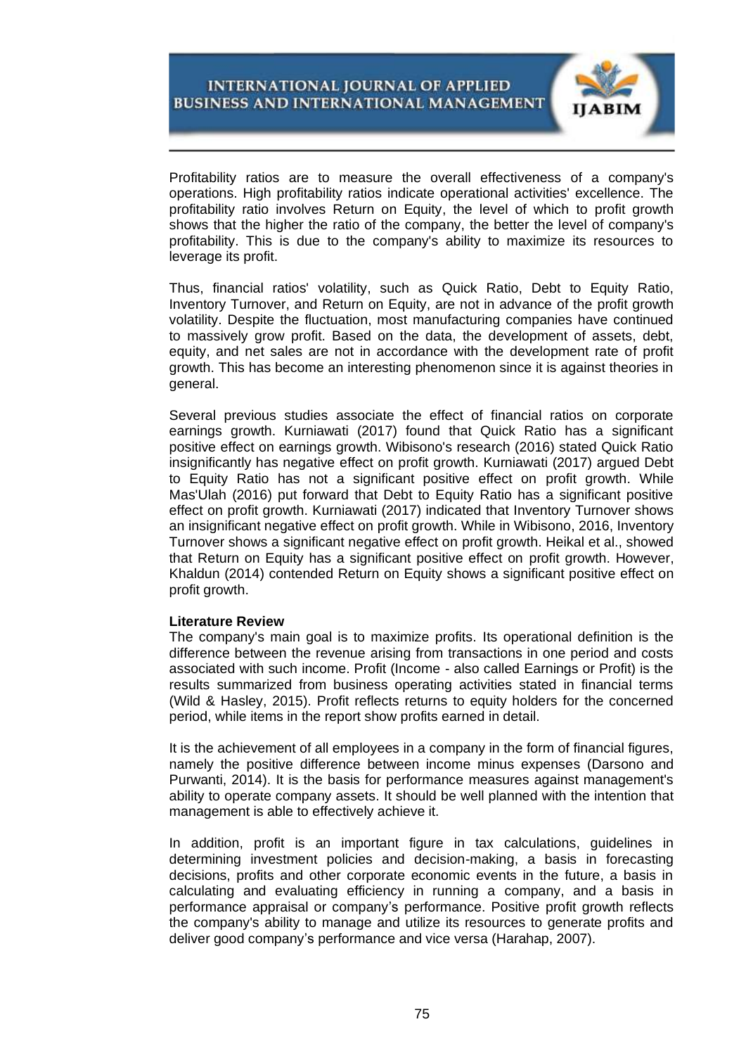Profitability ratios are to measure the overall effectiveness of a company's operations. High profitability ratios indicate operational activities' excellence. The profitability ratio involves Return on Equity, the level of which to profit growth shows that the higher the ratio of the company, the better the level of company's profitability. This is due to the company's ability to maximize its resources to leverage its profit.

Thus, financial ratios' volatility, such as Quick Ratio, Debt to Equity Ratio, Inventory Turnover, and Return on Equity, are not in advance of the profit growth volatility. Despite the fluctuation, most manufacturing companies have continued to massively grow profit. Based on the data, the development of assets, debt, equity, and net sales are not in accordance with the development rate of profit growth. This has become an interesting phenomenon since it is against theories in general.

Several previous studies associate the effect of financial ratios on corporate earnings growth. Kurniawati (2017) found that Quick Ratio has a significant positive effect on earnings growth. Wibisono's research (2016) stated Quick Ratio insignificantly has negative effect on profit growth. Kurniawati (2017) argued Debt to Equity Ratio has not a significant positive effect on profit growth. While Mas'Ulah (2016) put forward that Debt to Equity Ratio has a significant positive effect on profit growth. Kurniawati (2017) indicated that Inventory Turnover shows an insignificant negative effect on profit growth. While in Wibisono, 2016, Inventory Turnover shows a significant negative effect on profit growth. Heikal et al., showed that Return on Equity has a significant positive effect on profit growth. However, Khaldun (2014) contended Return on Equity shows a significant positive effect on profit growth.

**Literature Review**

The company's main goal is to maximize profits. Its operational definition is the difference between the revenue arising from transactions in one period and costs associated with such income. Profit (Income - also called Earnings or Profit) is the results summarized from business operating activities stated in financial terms (Wild & Hasley, 2015). Profit reflects returns to equity holders for the concerned period, while items in the report show profits earned in detail.

It is the achievement of all employees in a company in the form of financial figures, namely the positive difference between income minus expenses (Darsono and Purwanti, 2014). It is the basis for performance measures against management's ability to operate company assets. It should be well planned with the intention that management is able to effectively achieve it.

In addition, profit is an important figure in tax calculations, guidelines in determining investment policies and decision-making, a basis in forecasting decisions, profits and other corporate economic events in the future, a basis in calculating and evaluating efficiency in running a company, and a basis in performance appraisal or company's performance. Positive profit growth reflects the company's ability to manage and utilize its resources to generate profits and deliver good company's performance and vice versa (Harahap, 2007).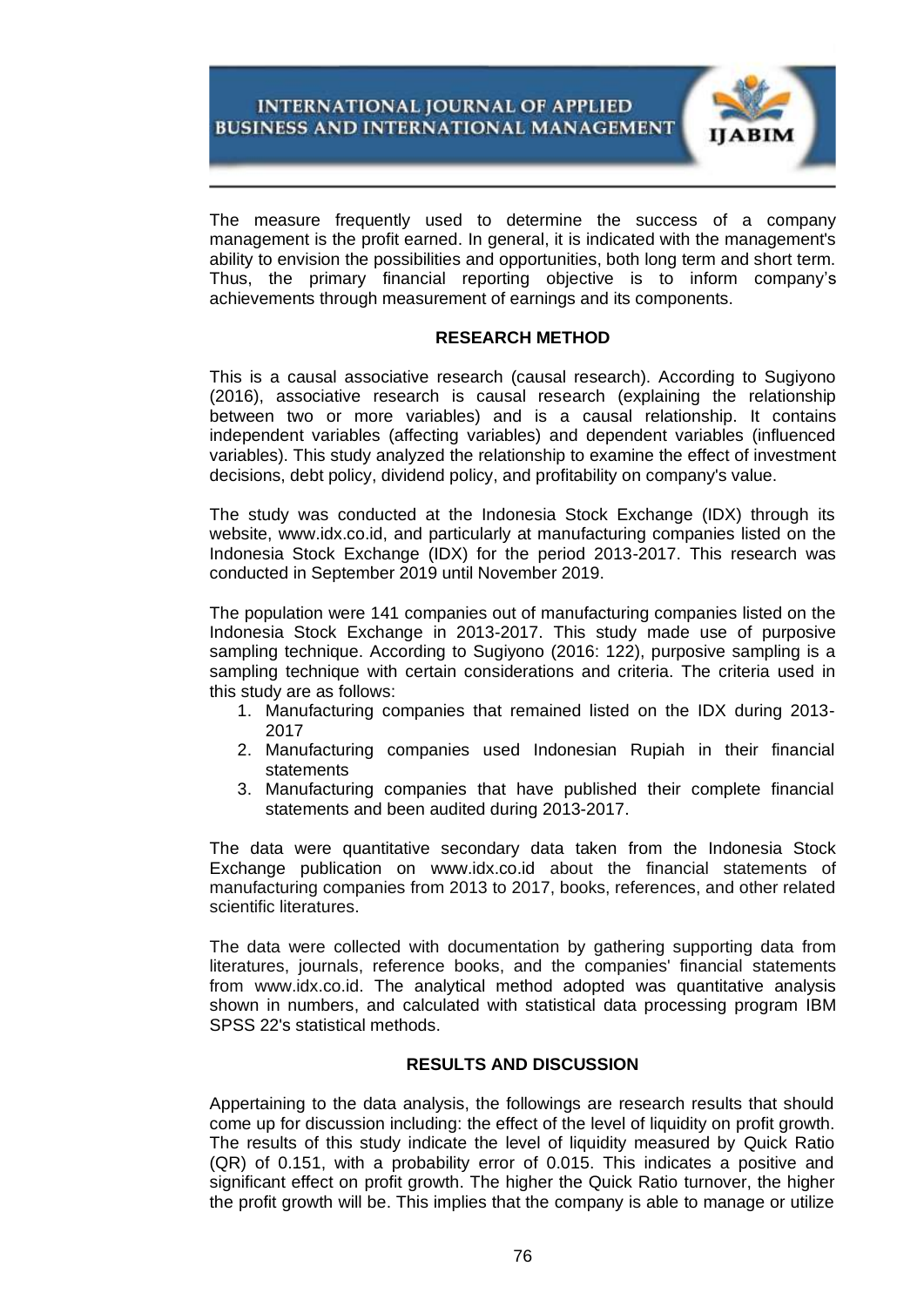The measure frequently used to determine the success of a company management is the profit earned. In general, it is indicated with the management's ability to envision the possibilities and opportunities, both long term and short term. Thus, the primary financial reporting objective is to inform company's achievements through measurement of earnings and its components.

## RESEARCH METHOD

This is a causal associative research (causal research). According to Sugiyono (2016), associative research is causal research (explaining the relationship between two or more variables) and is a causal relationship. It contains independent variables (affecting variables) and dependent variables (influenced variables). This study analyzed the relationship to examine the effect of investment decisions, debt policy, dividend policy, and profitability on company's value.

The study was conducted at the Indonesia Stock Exchange (IDX) through its website, www.idx.co.id, and particularly at manufacturing companies listed on the Indonesia Stock Exchange (IDX) for the period 2013-2017. This research was conducted in September 2019 until November 2019.

The population were 141 companies out of manufacturing companies listed on the Indonesia Stock Exchange in 2013-2017. This study made use of purposive sampling technique. According to Sugiyono (2016: 122), purposive sampling is a sampling technique with certain considerations and criteria. The criteria used in this study are as follows:

1. Manufacturing companies that remained listed on the IDX during 2013-2017
2. Manufacturing companies used Indonesian Rupiah in their financial statements
3. Manufacturing companies that have published their complete financial statements and been audited during 2013-2017.

The data were quantitative secondary data taken from the Indonesia Stock Exchange publication on www.idx.co.id about the financial statements of manufacturing companies from 2013 to 2017, books, references, and other related scientific literatures.

The data were collected with documentation by gathering supporting data from literatures, journals, reference books, and the companies' financial statements from www.idx.co.id. The analytical method adopted was quantitative analysis shown in numbers, and calculated with statistical data processing program IBM SPSS 22's statistical methods.

## RESULTS AND DISCUSSION

Appertaining to the data analysis, the followings are research results that should come up for discussion including: the effect of the level of liquidity on profit growth. The results of this study indicate the level of liquidity measured by Quick Ratio (QR) of 0.151, with a probability error of 0.015. This indicates a positive and significant effect on profit growth. The higher the Quick Ratio turnover, the higher the profit growth will be. This implies that the company is able to manage or utilize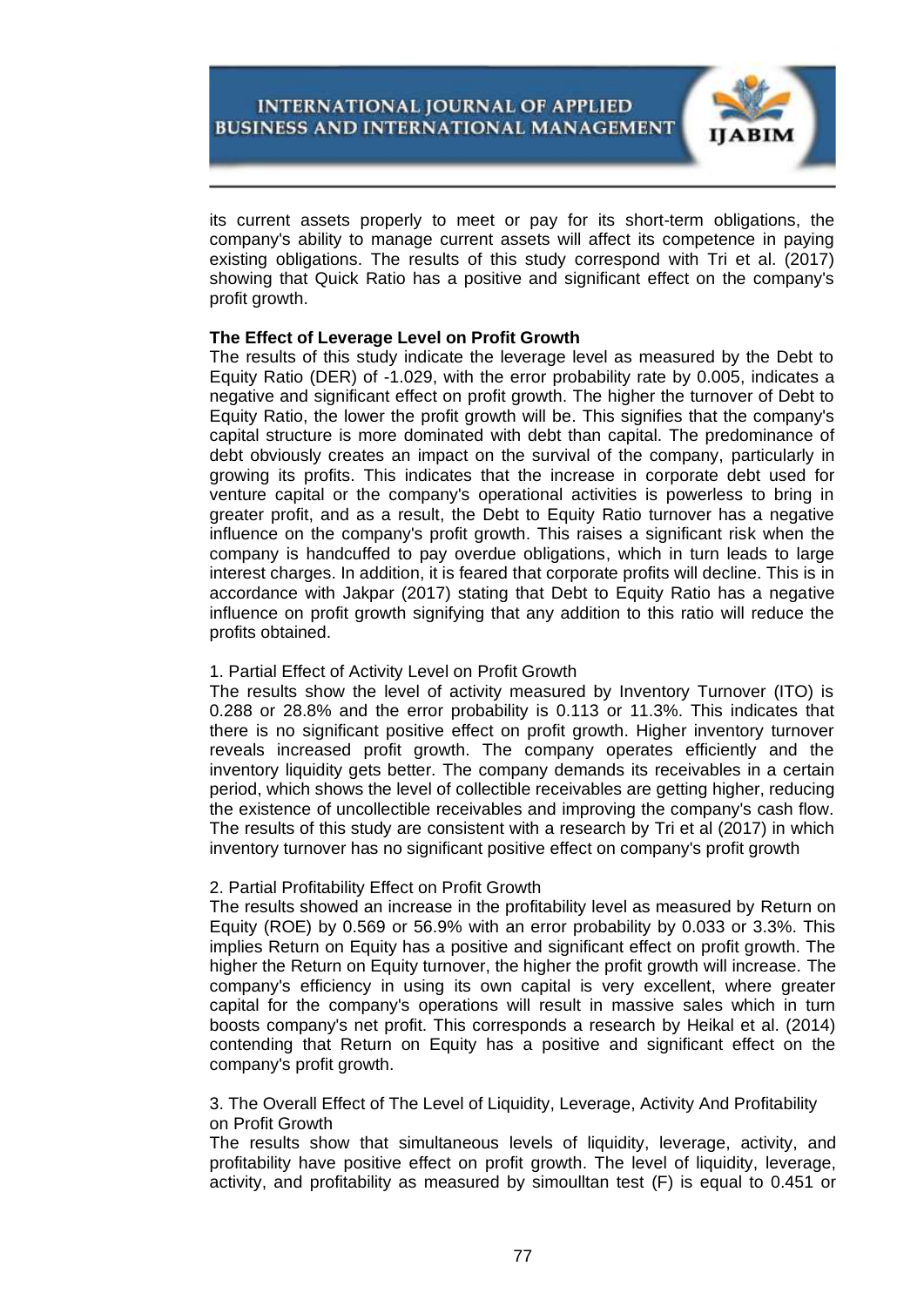its current assets properly to meet or pay for its short-term obligations, the company's ability to manage current assets will affect its competence in paying existing obligations. The results of this study correspond with Tri et al. (2017) showing that Quick Ratio has a positive and significant effect on the company's profit growth.

**The Effect of Leverage Level on Profit Growth**

The results of this study indicate the leverage level as measured by the Debt to Equity Ratio (DER) of -1.029, with the error probability rate by 0.005, indicates a negative and significant effect on profit growth. The higher the turnover of Debt to Equity Ratio, the lower the profit growth will be. This signifies that the company's capital structure is more dominated with debt than capital. The predominance of debt obviously creates an impact on the survival of the company, particularly in growing its profits. This indicates that the increase in corporate debt used for venture capital or the company's operational activities is powerless to bring in greater profit, and as a result, the Debt to Equity Ratio turnover has a negative influence on the company's profit growth. This raises a significant risk when the company is handcuffed to pay overdue obligations, which in turn leads to large interest charges. In addition, it is feared that corporate profits will decline. This is in accordance with Jakpar (2017) stating that Debt to Equity Ratio has a negative influence on profit growth signifying that any addition to this ratio will reduce the profits obtained.

1. Partial Effect of Activity Level on Profit Growth

The results show the level of activity measured by Inventory Turnover (ITO) is 0.288 or 28.8% and the error probability is 0.113 or 11.3%. This indicates that there is no significant positive effect on profit growth. Higher inventory turnover reveals increased profit growth. The company operates efficiently and the inventory liquidity gets better. The company demands its receivables in a certain period, which shows the level of collectible receivables are getting higher, reducing the existence of uncollectible receivables and improving the company's cash flow. The results of this study are consistent with a research by Tri et al (2017) in which inventory turnover has no significant positive effect on company's profit growth

2. Partial Profitability Effect on Profit Growth

The results showed an increase in the profitability level as measured by Return on Equity (ROE) by 0.569 or 56.9% with an error probability by 0.033 or 3.3%. This implies Return on Equity has a positive and significant effect on profit growth. The higher the Return on Equity turnover, the higher the profit growth will increase. The company's efficiency in using its own capital is very excellent, where greater capital for the company's operations will result in massive sales which in turn boosts company's net profit. This corresponds a research by Heikal et al. (2014) contending that Return on Equity has a positive and significant effect on the company's profit growth.

3. The Overall Effect of The Level of Liquidity, Leverage, Activity And Profitability on Profit Growth

The results show that simultaneous levels of liquidity, leverage, activity, and profitability have positive effect on profit growth. The level of liquidity, leverage, activity, and profitability as measured by simoulltan test (F) is equal to 0.451 or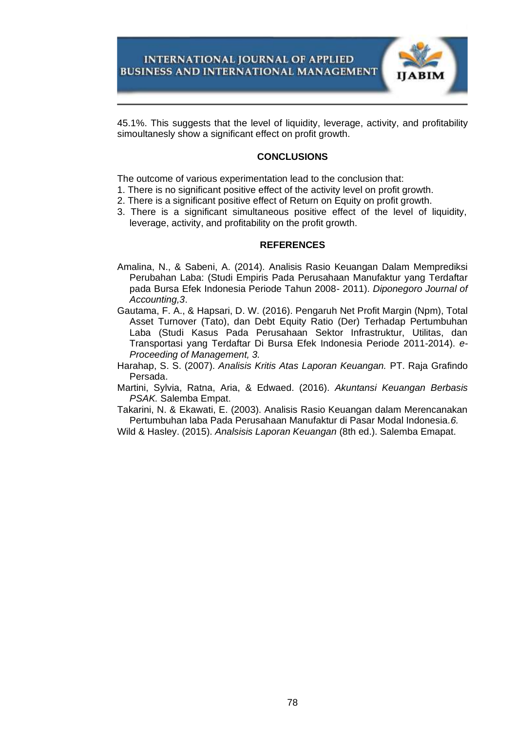45.1%. This suggests that the level of liquidity, leverage, activity, and profitability simoultanesly show a significant effect on profit growth.

## CONCLUSIONS

The outcome of various experimentation lead to the conclusion that:

1. There is no significant positive effect of the activity level on profit growth.
2. There is a significant positive effect of Return on Equity on profit growth.
3. There is a significant simultaneous positive effect of the level of liquidity, leverage, activity, and profitability on the profit growth.

## REFERENCES

Amalina, N., & Sabeni, A. (2014). Analisis Rasio Keuangan Dalam Memprediksi Perubahan Laba: (Studi Empiris Pada Perusahaan Manufaktur yang Terdaftar pada Bursa Efek Indonesia Periode Tahun 2008- 2011). *Diponegoro Journal of Accounting,3*.

Gautama, F. A., & Hapsari, D. W. (2016). Pengaruh Net Profit Margin (Npm), Total Asset Turnover (Tato), dan Debt Equity Ratio (Der) Terhadap Pertumbuhan Laba (Studi Kasus Pada Perusahaan Sektor Infrastruktur, Utilitas, dan Transportasi yang Terdaftar Di Bursa Efek Indonesia Periode 2011-2014). *e-Proceeding of Management, 3.*

Harahap, S. S. (2007). *Analisis Kritis Atas Laporan Keuangan.* PT. Raja Grafindo Persada.

Martini, Sylvia, Ratna, Aria, & Edwaed. (2016). *Akuntansi Keuangan Berbasis PSAK.* Salemba Empat.

Takarini, N. & Ekawati, E. (2003). Analisis Rasio Keuangan dalam Merencanakan Pertumbuhan laba Pada Perusahaan Manufaktur di Pasar Modal Indonesia.*6.*

Wild & Hasley. (2015). *Analsisis Laporan Keuangan* (8th ed.). Salemba Emapat.